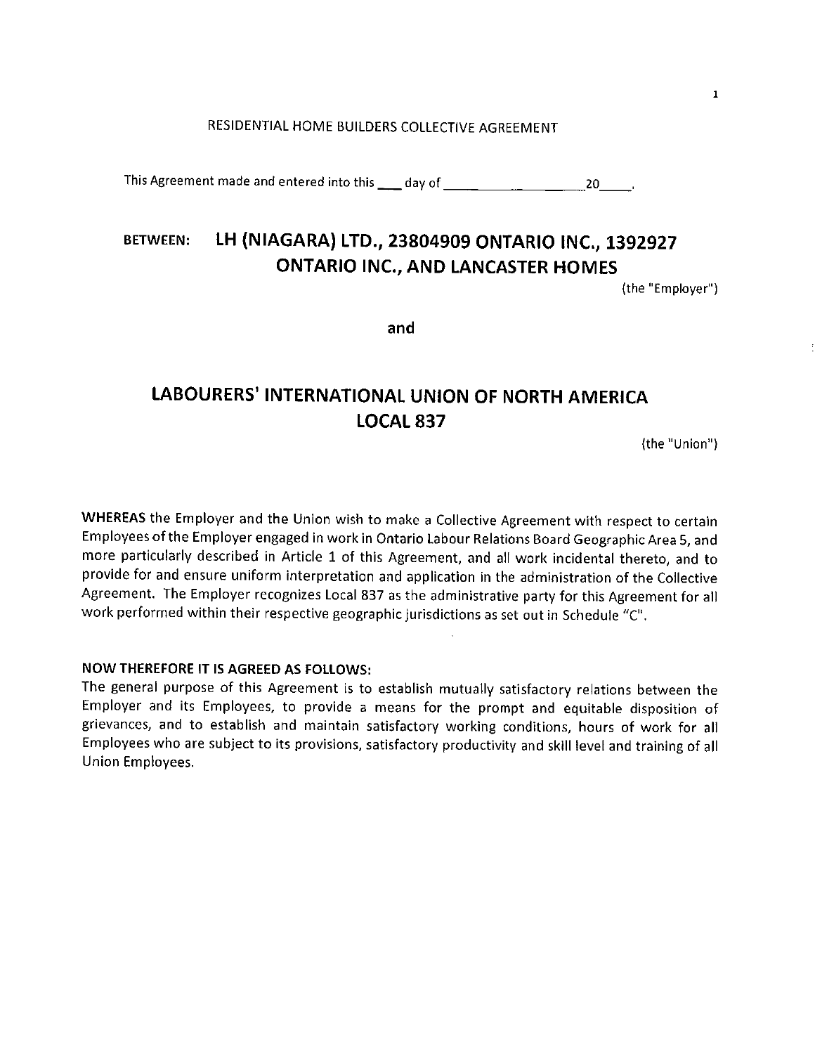RESIDENTIAL HOME BUILDERS COLLECTIVE AGREEMENT

This Agreement made and entered into this ___ day of ____________________ 20_____.

**BETWEEN: LH (NIAGARA) LTD., 23804909 ONTARIO INC., 1392927 ONTARIO INC., AND LANCASTER HOMES**

(the "Employer")

**and**

**LABOURERS' INTERNATIONAL UNION OF NORTH AMERICA LOCAL 837**

(the "Union")

**WHEREAS** the Employer and the Union wish to make a Collective Agreement with respect to certain Employees of the Employer engaged in work in Ontario Labour Relations Board Geographic Area 5, and more particularly described in Article 1 of this Agreement, and all work incidental thereto, and to provide for and ensure uniform interpretation and application in the administration of the Collective Agreement. The Employer recognizes Local 837 as the administrative party for this Agreement for all work performed within their respective geographic jurisdictions as set out in Schedule "C".

**NOW THEREFORE IT IS AGREED AS FOLLOWS:**

The general purpose of this Agreement is to establish mutually satisfactory relations between the Employer and its Employees, to provide a means for the prompt and equitable disposition of grievances, and to establish and maintain satisfactory working conditions, hours of work for all Employees who are subject to its provisions, satisfactory productivity and skill level and training of all Union Employees.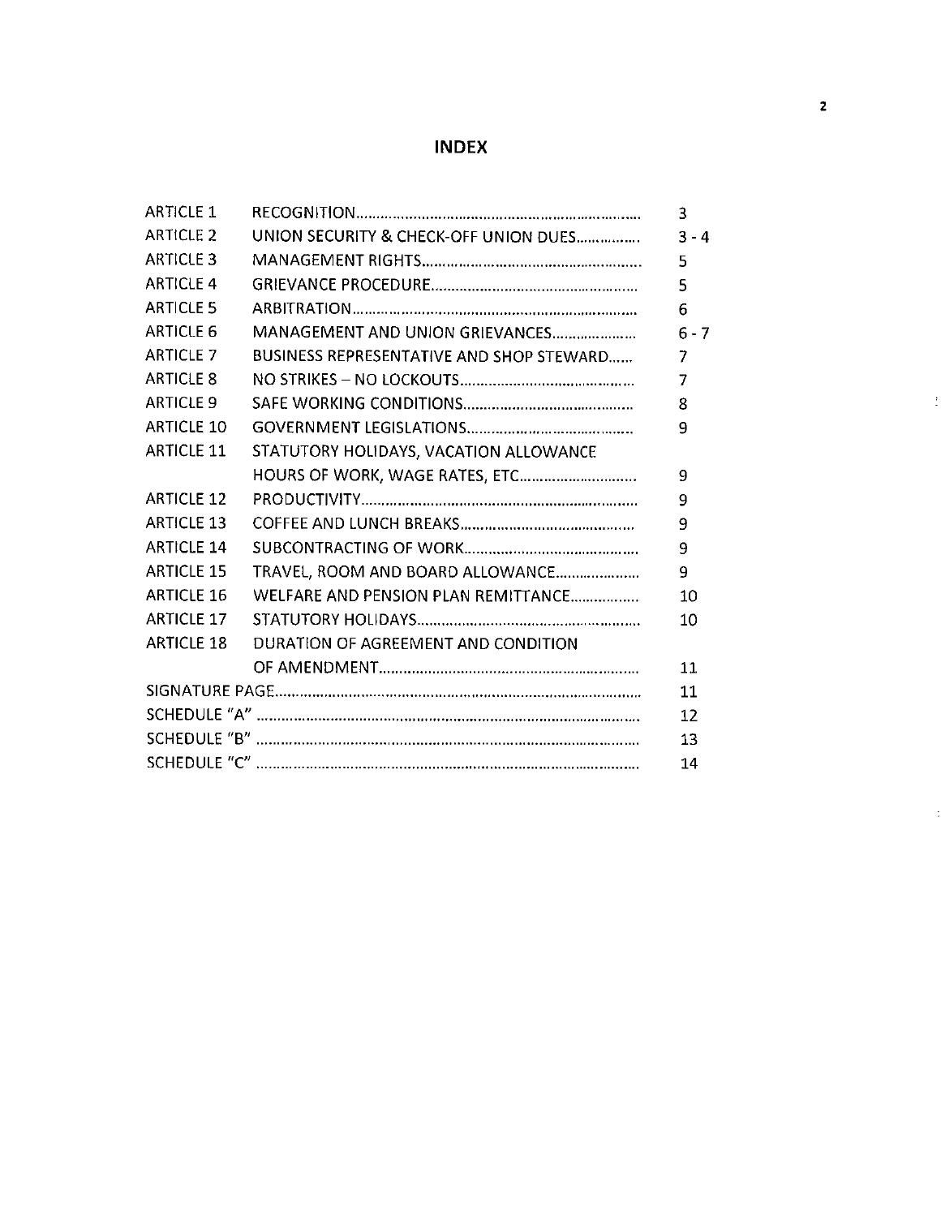# INDEX

| | | |
|---|---|---|
| ARTICLE 1 | RECOGNITION | 3 |
| ARTICLE 2 | UNION SECURITY & CHECK-OFF UNION DUES | 3 - 4 |
| ARTICLE 3 | MANAGEMENT RIGHTS | 5 |
| ARTICLE 4 | GRIEVANCE PROCEDURE | 5 |
| ARTICLE 5 | ARBITRATION | 6 |
| ARTICLE 6 | MANAGEMENT AND UNION GRIEVANCES | 6 - 7 |
| ARTICLE 7 | BUSINESS REPRESENTATIVE AND SHOP STEWARD | 7 |
| ARTICLE 8 | NO STRIKES – NO LOCKOUTS | 7 |
| ARTICLE 9 | SAFE WORKING CONDITIONS | 8 |
| ARTICLE 10 | GOVERNMENT LEGISLATIONS | 9 |
| ARTICLE 11 | STATUTORY HOLIDAYS, VACATION ALLOWANCE HOURS OF WORK, WAGE RATES, ETC | 9 |
| ARTICLE 12 | PRODUCTIVITY | 9 |
| ARTICLE 13 | COFFEE AND LUNCH BREAKS | 9 |
| ARTICLE 14 | SUBCONTRACTING OF WORK | 9 |
| ARTICLE 15 | TRAVEL, ROOM AND BOARD ALLOWANCE | 9 |
| ARTICLE 16 | WELFARE AND PENSION PLAN REMITTANCE | 10 |
| ARTICLE 17 | STATUTORY HOLIDAYS | 10 |
| ARTICLE 18 | DURATION OF AGREEMENT AND CONDITION OF AMENDMENT | 11 |
| SIGNATURE PAGE | | 11 |
| SCHEDULE "A" | | 12 |
| SCHEDULE "B" | | 13 |
| SCHEDULE "C" | | 14 |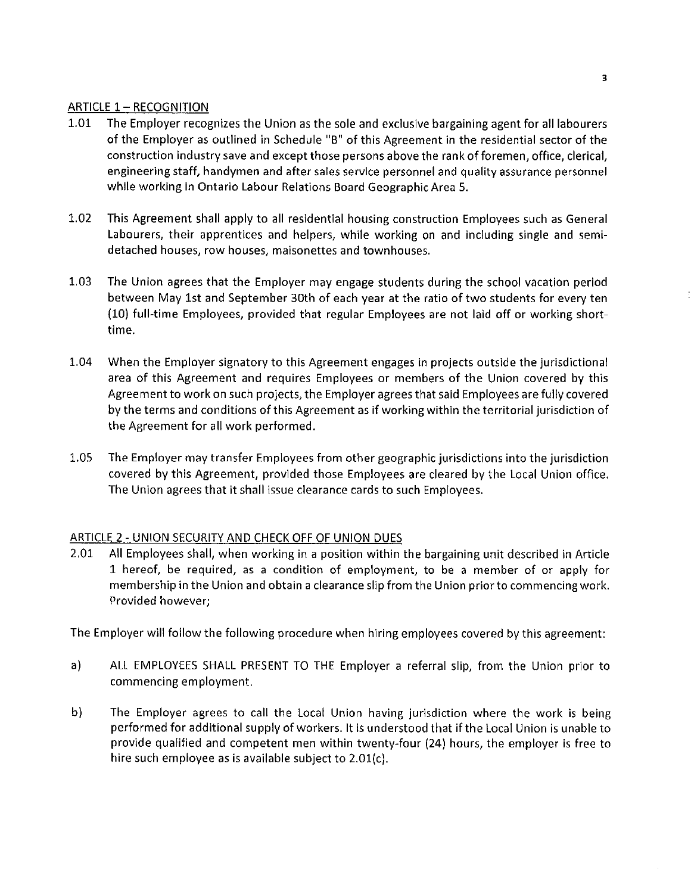## ARTICLE 1 – RECOGNITION

1.01 The Employer recognizes the Union as the sole and exclusive bargaining agent for all labourers of the Employer as outlined in Schedule "B" of this Agreement in the residential sector of the construction industry save and except those persons above the rank of foremen, office, clerical, engineering staff, handymen and after sales service personnel and quality assurance personnel while working in Ontario Labour Relations Board Geographic Area 5.

1.02 This Agreement shall apply to all residential housing construction Employees such as General Labourers, their apprentices and helpers, while working on and including single and semi-detached houses, row houses, maisonettes and townhouses.

1.03 The Union agrees that the Employer may engage students during the school vacation period between May 1st and September 30th of each year at the ratio of two students for every ten (10) full-time Employees, provided that regular Employees are not laid off or working short-time.

1.04 When the Employer signatory to this Agreement engages in projects outside the jurisdictional area of this Agreement and requires Employees or members of the Union covered by this Agreement to work on such projects, the Employer agrees that said Employees are fully covered by the terms and conditions of this Agreement as if working within the territorial jurisdiction of the Agreement for all work performed.

1.05 The Employer may transfer Employees from other geographic jurisdictions into the jurisdiction covered by this Agreement, provided those Employees are cleared by the Local Union office. The Union agrees that it shall issue clearance cards to such Employees.

## ARTICLE 2 - UNION SECURITY AND CHECK OFF OF UNION DUES

2.01 All Employees shall, when working in a position within the bargaining unit described in Article 1 hereof, be required, as a condition of employment, to be a member of or apply for membership in the Union and obtain a clearance slip from the Union prior to commencing work. Provided however;

The Employer will follow the following procedure when hiring employees covered by this agreement:

a) ALL EMPLOYEES SHALL PRESENT TO THE Employer a referral slip, from the Union prior to commencing employment.

b) The Employer agrees to call the Local Union having jurisdiction where the work is being performed for additional supply of workers. It is understood that if the Local Union is unable to provide qualified and competent men within twenty-four (24) hours, the employer is free to hire such employee as is available subject to 2.01(c).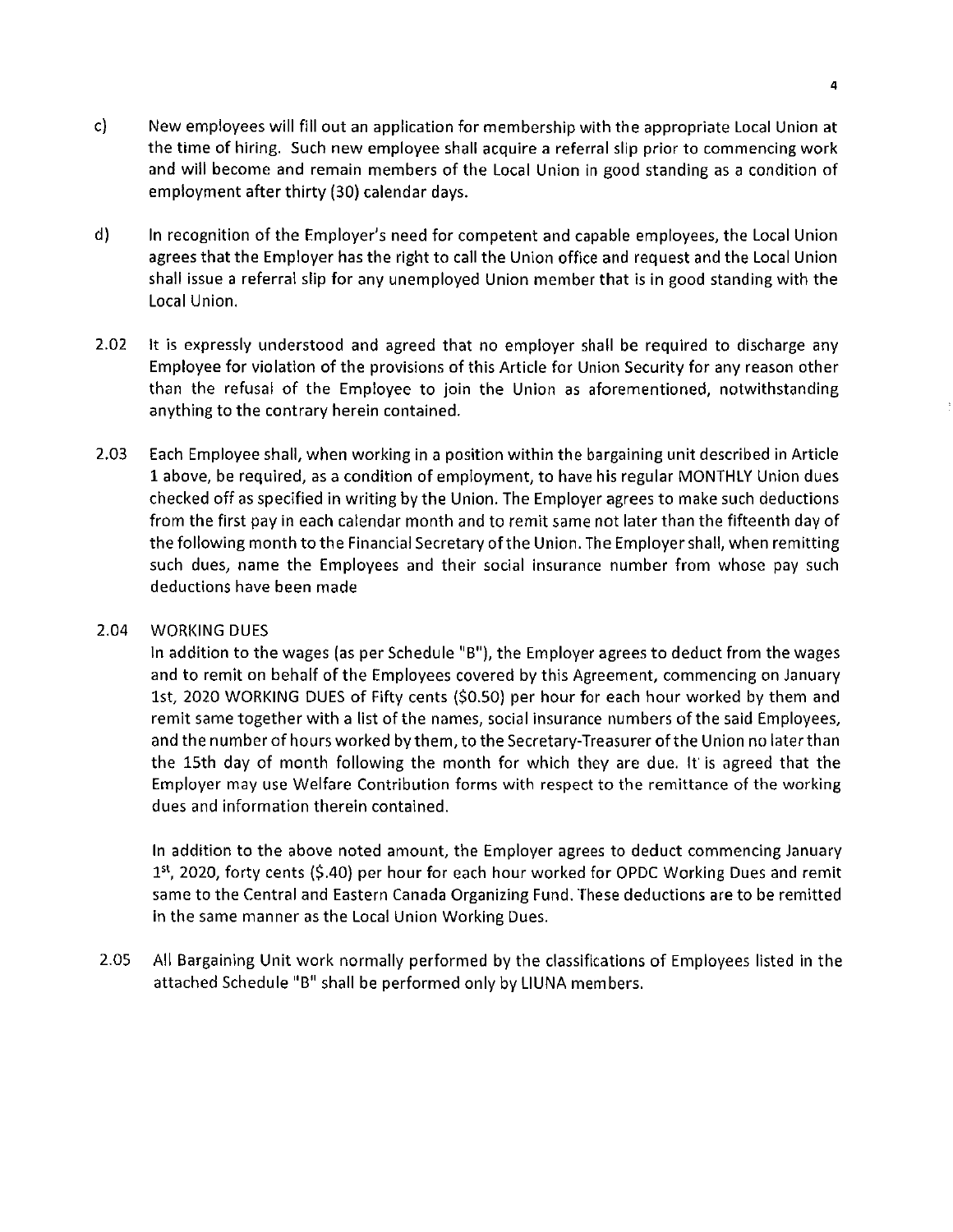c) New employees will fill out an application for membership with the appropriate Local Union at the time of hiring. Such new employee shall acquire a referral slip prior to commencing work and will become and remain members of the Local Union in good standing as a condition of employment after thirty (30) calendar days.

d) In recognition of the Employer's need for competent and capable employees, the Local Union agrees that the Employer has the right to call the Union office and request and the Local Union shall issue a referral slip for any unemployed Union member that is in good standing with the Local Union.

2.02 It is expressly understood and agreed that no employer shall be required to discharge any Employee for violation of the provisions of this Article for Union Security for any reason other than the refusal of the Employee to join the Union as aforementioned, notwithstanding anything to the contrary herein contained.

2.03 Each Employee shall, when working in a position within the bargaining unit described in Article 1 above, be required, as a condition of employment, to have his regular MONTHLY Union dues checked off as specified in writing by the Union. The Employer agrees to make such deductions from the first pay in each calendar month and to remit same not later than the fifteenth day of the following month to the Financial Secretary of the Union. The Employer shall, when remitting such dues, name the Employees and their social insurance number from whose pay such deductions have been made

2.04 WORKING DUES

In addition to the wages (as per Schedule "B"), the Employer agrees to deduct from the wages and to remit on behalf of the Employees covered by this Agreement, commencing on January 1st, 2020 WORKING DUES of Fifty cents ($0.50) per hour for each hour worked by them and remit same together with a list of the names, social insurance numbers of the said Employees, and the number of hours worked by them, to the Secretary-Treasurer of the Union no later than the 15th day of month following the month for which they are due. It is agreed that the Employer may use Welfare Contribution forms with respect to the remittance of the working dues and information therein contained.

In addition to the above noted amount, the Employer agrees to deduct commencing January 1st, 2020, forty cents ($.40) per hour for each hour worked for OPDC Working Dues and remit same to the Central and Eastern Canada Organizing Fund. These deductions are to be remitted in the same manner as the Local Union Working Dues.

2.05 All Bargaining Unit work normally performed by the classifications of Employees listed in the attached Schedule "B" shall be performed only by LIUNA members.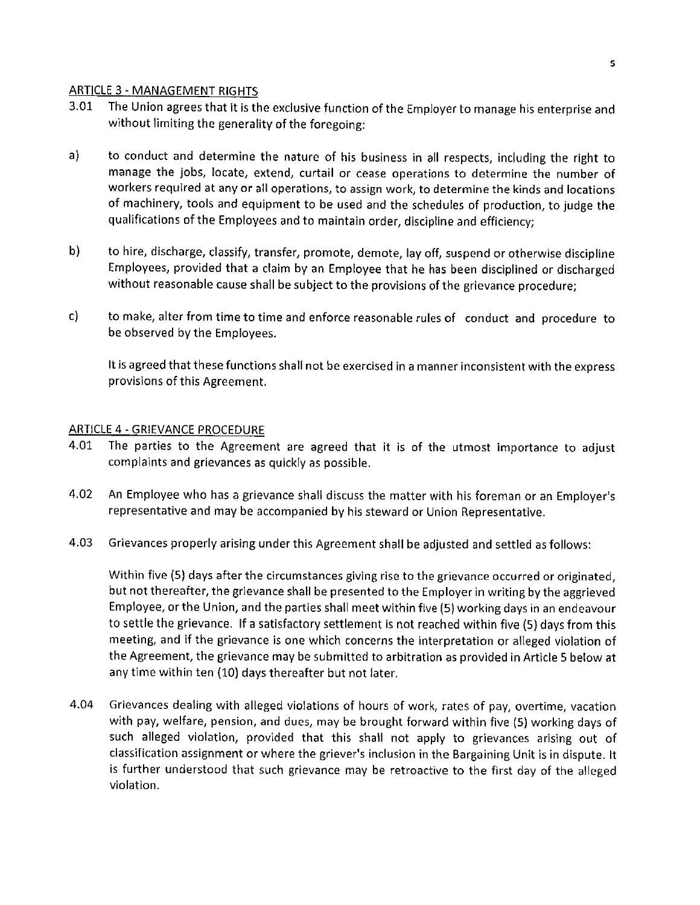## ARTICLE 3 - MANAGEMENT RIGHTS

3.01 The Union agrees that it is the exclusive function of the Employer to manage his enterprise and without limiting the generality of the foregoing:

a) to conduct and determine the nature of his business in all respects, including the right to manage the jobs, locate, extend, curtail or cease operations to determine the number of workers required at any or all operations, to assign work, to determine the kinds and locations of machinery, tools and equipment to be used and the schedules of production, to judge the qualifications of the Employees and to maintain order, discipline and efficiency;

b) to hire, discharge, classify, transfer, promote, demote, lay off, suspend or otherwise discipline Employees, provided that a claim by an Employee that he has been disciplined or discharged without reasonable cause shall be subject to the provisions of the grievance procedure;

c) to make, alter from time to time and enforce reasonable rules of conduct and procedure to be observed by the Employees.

It is agreed that these functions shall not be exercised in a manner inconsistent with the express provisions of this Agreement.

## ARTICLE 4 - GRIEVANCE PROCEDURE

4.01 The parties to the Agreement are agreed that it is of the utmost importance to adjust complaints and grievances as quickly as possible.

4.02 An Employee who has a grievance shall discuss the matter with his foreman or an Employer's representative and may be accompanied by his steward or Union Representative.

4.03 Grievances properly arising under this Agreement shall be adjusted and settled as follows:

Within five (5) days after the circumstances giving rise to the grievance occurred or originated, but not thereafter, the grievance shall be presented to the Employer in writing by the aggrieved Employee, or the Union, and the parties shall meet within five (5) working days in an endeavour to settle the grievance. If a satisfactory settlement is not reached within five (5) days from this meeting, and if the grievance is one which concerns the interpretation or alleged violation of the Agreement, the grievance may be submitted to arbitration as provided in Article 5 below at any time within ten (10) days thereafter but not later.

4.04 Grievances dealing with alleged violations of hours of work, rates of pay, overtime, vacation with pay, welfare, pension, and dues, may be brought forward within five (5) working days of such alleged violation, provided that this shall not apply to grievances arising out of classification assignment or where the griever's inclusion in the Bargaining Unit is in dispute. It is further understood that such grievance may be retroactive to the first day of the alleged violation.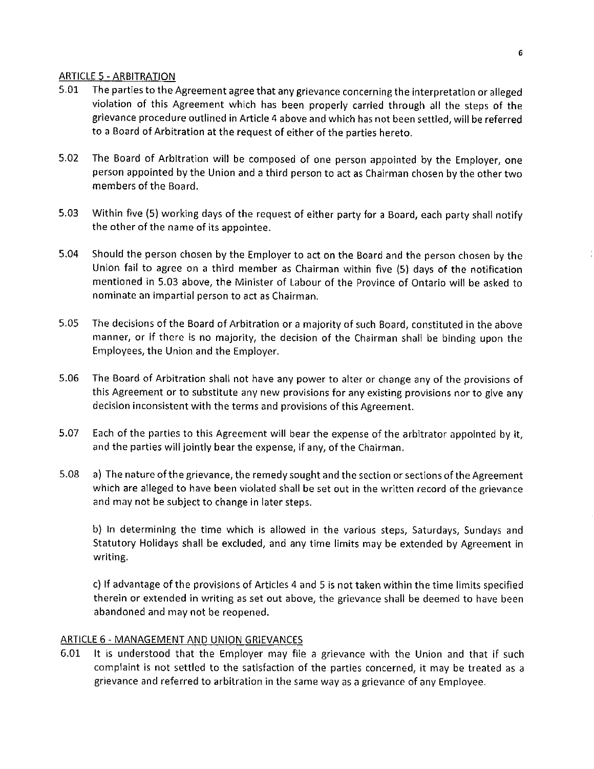## ARTICLE 5 - ARBITRATION

5.01 The parties to the Agreement agree that any grievance concerning the interpretation or alleged violation of this Agreement which has been properly carried through all the steps of the grievance procedure outlined in Article 4 above and which has not been settled, will be referred to a Board of Arbitration at the request of either of the parties hereto.

5.02 The Board of Arbitration will be composed of one person appointed by the Employer, one person appointed by the Union and a third person to act as Chairman chosen by the other two members of the Board.

5.03 Within five (5) working days of the request of either party for a Board, each party shall notify the other of the name of its appointee.

5.04 Should the person chosen by the Employer to act on the Board and the person chosen by the Union fail to agree on a third member as Chairman within five (5) days of the notification mentioned in 5.03 above, the Minister of Labour of the Province of Ontario will be asked to nominate an impartial person to act as Chairman.

5.05 The decisions of the Board of Arbitration or a majority of such Board, constituted in the above manner, or if there is no majority, the decision of the Chairman shall be binding upon the Employees, the Union and the Employer.

5.06 The Board of Arbitration shall not have any power to alter or change any of the provisions of this Agreement or to substitute any new provisions for any existing provisions nor to give any decision inconsistent with the terms and provisions of this Agreement.

5.07 Each of the parties to this Agreement will bear the expense of the arbitrator appointed by it, and the parties will jointly bear the expense, if any, of the Chairman.

5.08 a) The nature of the grievance, the remedy sought and the section or sections of the Agreement which are alleged to have been violated shall be set out in the written record of the grievance and may not be subject to change in later steps.

b) In determining the time which is allowed in the various steps, Saturdays, Sundays and Statutory Holidays shall be excluded, and any time limits may be extended by Agreement in writing.

c) If advantage of the provisions of Articles 4 and 5 is not taken within the time limits specified therein or extended in writing as set out above, the grievance shall be deemed to have been abandoned and may not be reopened.

## ARTICLE 6 - MANAGEMENT AND UNION GRIEVANCES

6.01 It is understood that the Employer may file a grievance with the Union and that if such complaint is not settled to the satisfaction of the parties concerned, it may be treated as a grievance and referred to arbitration in the same way as a grievance of any Employee.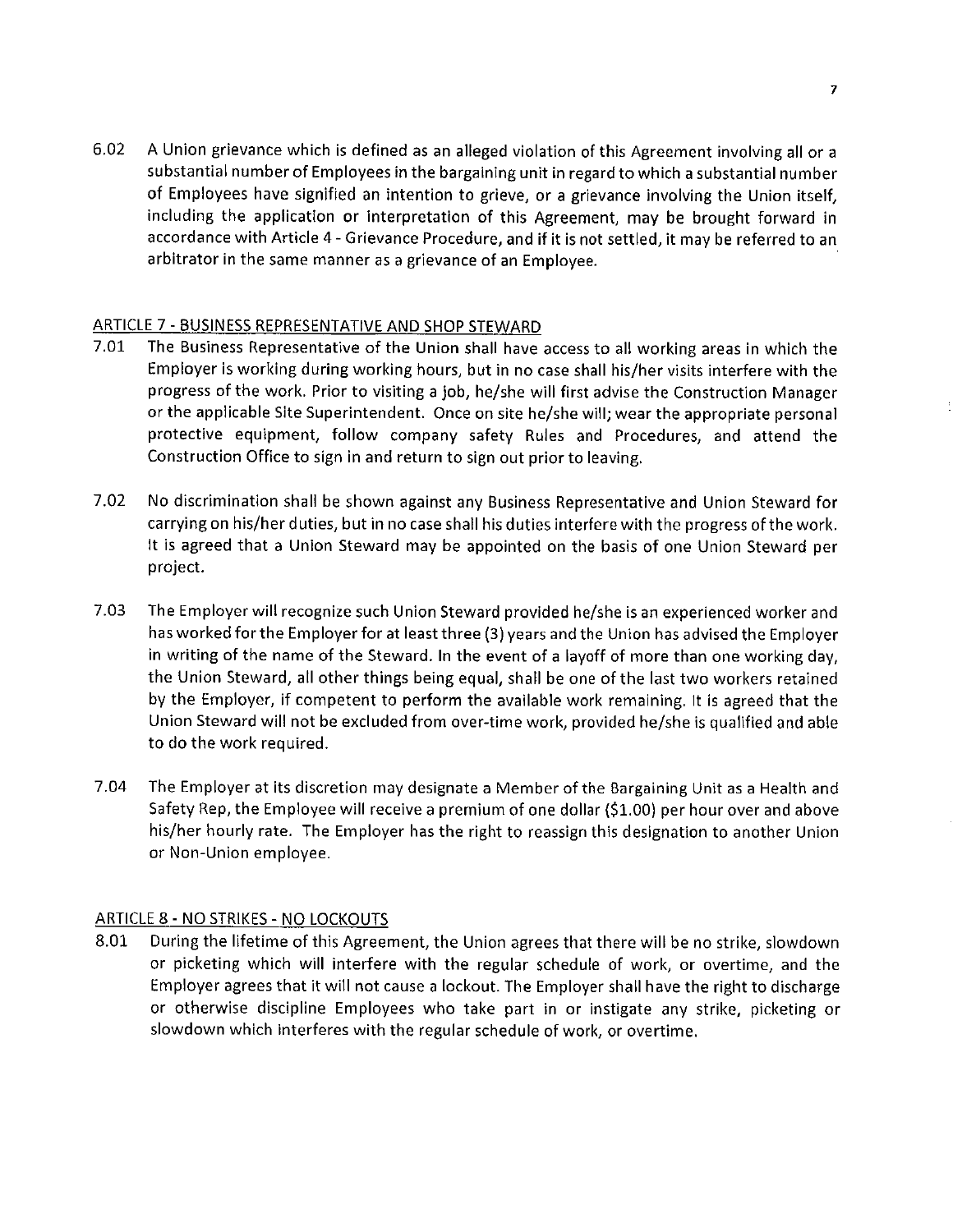6.02 A Union grievance which is defined as an alleged violation of this Agreement involving all or a substantial number of Employees in the bargaining unit in regard to which a substantial number of Employees have signified an intention to grieve, or a grievance involving the Union itself, including the application or interpretation of this Agreement, may be brought forward in accordance with Article 4 - Grievance Procedure, and if it is not settled, it may be referred to an arbitrator in the same manner as a grievance of an Employee.

## ARTICLE 7 - BUSINESS REPRESENTATIVE AND SHOP STEWARD

7.01 The Business Representative of the Union shall have access to all working areas in which the Employer is working during working hours, but in no case shall his/her visits interfere with the progress of the work. Prior to visiting a job, he/she will first advise the Construction Manager or the applicable Site Superintendent. Once on site he/she will; wear the appropriate personal protective equipment, follow company safety Rules and Procedures, and attend the Construction Office to sign in and return to sign out prior to leaving.

7.02 No discrimination shall be shown against any Business Representative and Union Steward for carrying on his/her duties, but in no case shall his duties interfere with the progress of the work. It is agreed that a Union Steward may be appointed on the basis of one Union Steward per project.

7.03 The Employer will recognize such Union Steward provided he/she is an experienced worker and has worked for the Employer for at least three (3) years and the Union has advised the Employer in writing of the name of the Steward. In the event of a layoff of more than one working day, the Union Steward, all other things being equal, shall be one of the last two workers retained by the Employer, if competent to perform the available work remaining. It is agreed that the Union Steward will not be excluded from over-time work, provided he/she is qualified and able to do the work required.

7.04 The Employer at its discretion may designate a Member of the Bargaining Unit as a Health and Safety Rep, the Employee will receive a premium of one dollar ($1.00) per hour over and above his/her hourly rate. The Employer has the right to reassign this designation to another Union or Non-Union employee.

## ARTICLE 8 - NO STRIKES - NO LOCKOUTS

8.01 During the lifetime of this Agreement, the Union agrees that there will be no strike, slowdown or picketing which will interfere with the regular schedule of work, or overtime, and the Employer agrees that it will not cause a lockout. The Employer shall have the right to discharge or otherwise discipline Employees who take part in or instigate any strike, picketing or slowdown which interferes with the regular schedule of work, or overtime.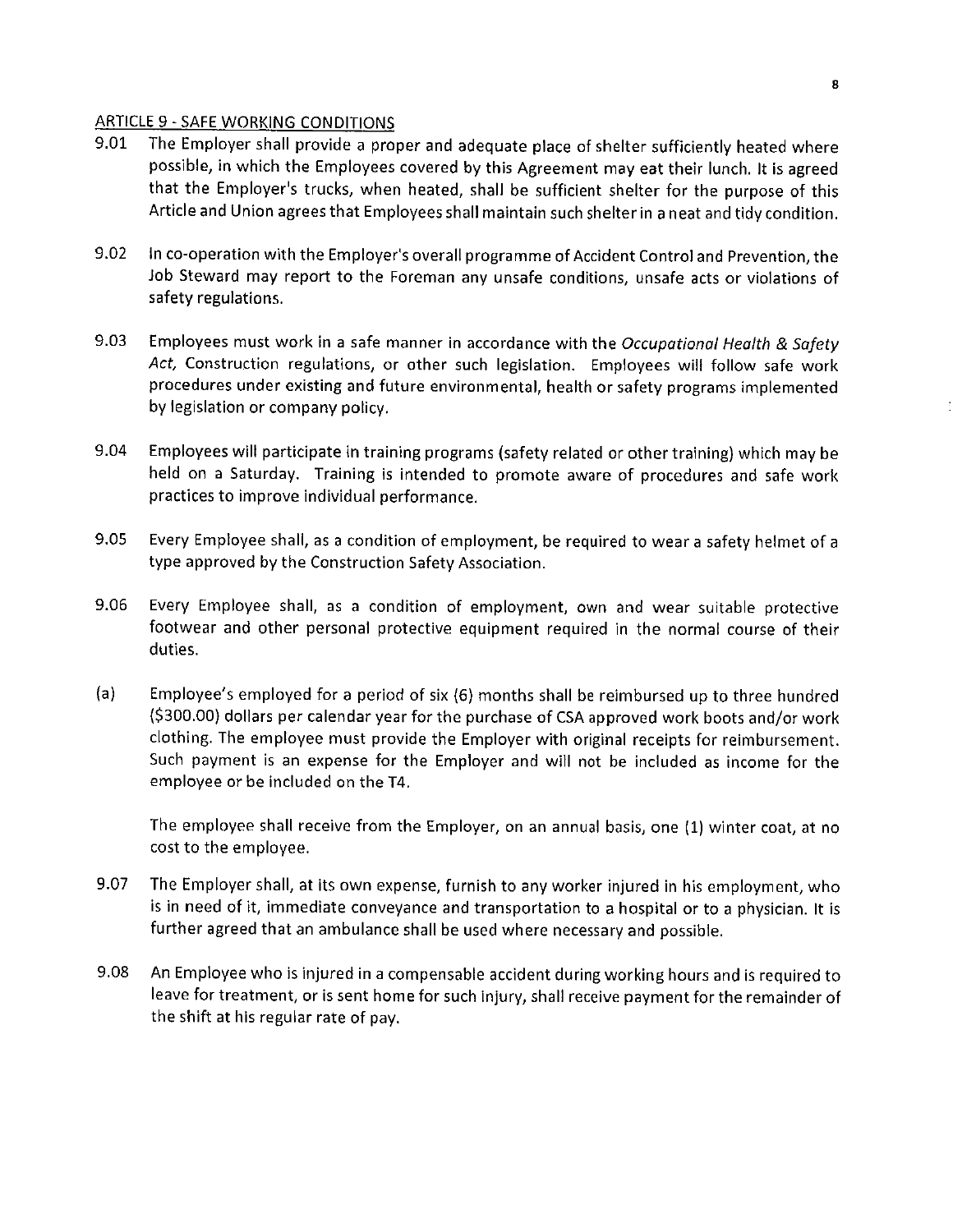## ARTICLE 9 - SAFE WORKING CONDITIONS

9.01 The Employer shall provide a proper and adequate place of shelter sufficiently heated where possible, in which the Employees covered by this Agreement may eat their lunch. It is agreed that the Employer's trucks, when heated, shall be sufficient shelter for the purpose of this Article and Union agrees that Employees shall maintain such shelter in a neat and tidy condition.

9.02 In co-operation with the Employer's overall programme of Accident Control and Prevention, the Job Steward may report to the Foreman any unsafe conditions, unsafe acts or violations of safety regulations.

9.03 Employees must work in a safe manner in accordance with the *Occupational Health & Safety Act*, Construction regulations, or other such legislation. Employees will follow safe work procedures under existing and future environmental, health or safety programs implemented by legislation or company policy.

9.04 Employees will participate in training programs (safety related or other training) which may be held on a Saturday. Training is intended to promote aware of procedures and safe work practices to improve individual performance.

9.05 Every Employee shall, as a condition of employment, be required to wear a safety helmet of a type approved by the Construction Safety Association.

9.06 Every Employee shall, as a condition of employment, own and wear suitable protective footwear and other personal protective equipment required in the normal course of their duties.

(a) Employee's employed for a period of six (6) months shall be reimbursed up to three hundred ($300.00) dollars per calendar year for the purchase of CSA approved work boots and/or work clothing. The employee must provide the Employer with original receipts for reimbursement. Such payment is an expense for the Employer and will not be included as income for the employee or be included on the T4.

The employee shall receive from the Employer, on an annual basis, one (1) winter coat, at no cost to the employee.

9.07 The Employer shall, at its own expense, furnish to any worker injured in his employment, who is in need of it, immediate conveyance and transportation to a hospital or to a physician. It is further agreed that an ambulance shall be used where necessary and possible.

9.08 An Employee who is injured in a compensable accident during working hours and is required to leave for treatment, or is sent home for such injury, shall receive payment for the remainder of the shift at his regular rate of pay.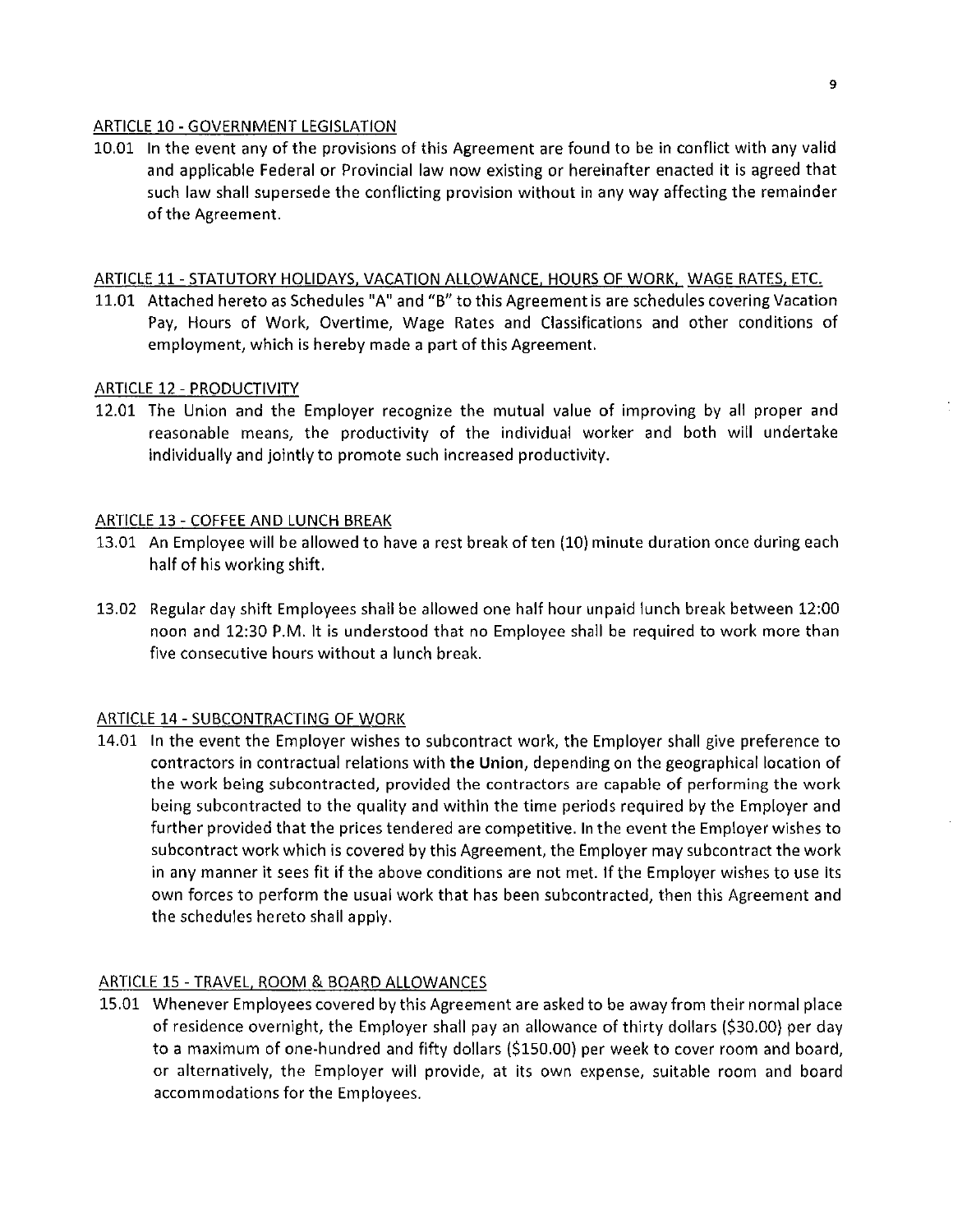## ARTICLE 10 - GOVERNMENT LEGISLATION

10.01 In the event any of the provisions of this Agreement are found to be in conflict with any valid and applicable Federal or Provincial law now existing or hereinafter enacted it is agreed that such law shall supersede the conflicting provision without in any way affecting the remainder of the Agreement.

## ARTICLE 11 - STATUTORY HOLIDAYS, VACATION ALLOWANCE, HOURS OF WORK, WAGE RATES, ETC.

11.01 Attached hereto as Schedules "A" and "B" to this Agreement is are schedules covering Vacation Pay, Hours of Work, Overtime, Wage Rates and Classifications and other conditions of employment, which is hereby made a part of this Agreement.

## ARTICLE 12 - PRODUCTIVITY

12.01 The Union and the Employer recognize the mutual value of improving by all proper and reasonable means, the productivity of the individual worker and both will undertake individually and jointly to promote such increased productivity.

## ARTICLE 13 - COFFEE AND LUNCH BREAK

13.01 An Employee will be allowed to have a rest break of ten (10) minute duration once during each half of his working shift.

13.02 Regular day shift Employees shall be allowed one half hour unpaid lunch break between 12:00 noon and 12:30 P.M. It is understood that no Employee shall be required to work more than five consecutive hours without a lunch break.

## ARTICLE 14 - SUBCONTRACTING OF WORK

14.01 In the event the Employer wishes to subcontract work, the Employer shall give preference to contractors in contractual relations with **the Union**, depending on the geographical location of the work being subcontracted, provided the contractors are capable of performing the work being subcontracted to the quality and within the time periods required by the Employer and further provided that the prices tendered are competitive. In the event the Employer wishes to subcontract work which is covered by this Agreement, the Employer may subcontract the work in any manner it sees fit if the above conditions are not met. If the Employer wishes to use its own forces to perform the usual work that has been subcontracted, then this Agreement and the schedules hereto shall apply.

## ARTICLE 15 - TRAVEL, ROOM & BOARD ALLOWANCES

15.01 Whenever Employees covered by this Agreement are asked to be away from their normal place of residence overnight, the Employer shall pay an allowance of thirty dollars ($30.00) per day to a maximum of one-hundred and fifty dollars ($150.00) per week to cover room and board, or alternatively, the Employer will provide, at its own expense, suitable room and board accommodations for the Employees.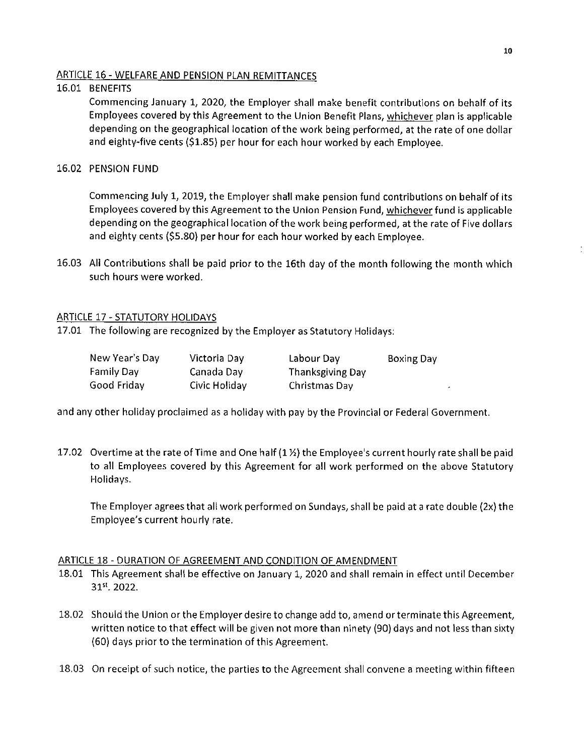## ARTICLE 16 - WELFARE AND PENSION PLAN REMITTANCES

16.01 BENEFITS

Commencing January 1, 2020, the Employer shall make benefit contributions on behalf of its Employees covered by this Agreement to the Union Benefit Plans, whichever plan is applicable depending on the geographical location of the work being performed, at the rate of one dollar and eighty-five cents ($1.85) per hour for each hour worked by each Employee.

16.02 PENSION FUND

Commencing July 1, 2019, the Employer shall make pension fund contributions on behalf of its Employees covered by this Agreement to the Union Pension Fund, whichever fund is applicable depending on the geographical location of the work being performed, at the rate of Five dollars and eighty cents ($5.80) per hour for each hour worked by each Employee.

16.03 All Contributions shall be paid prior to the 16th day of the month following the month which such hours were worked.

## ARTICLE 17 - STATUTORY HOLIDAYS

17.01 The following are recognized by the Employer as Statutory Holidays:

| | | | |
|---|---|---|---|
| New Year's Day | Victoria Day | Labour Day | Boxing Day |
| Family Day | Canada Day | Thanksgiving Day | |
| Good Friday | Civic Holiday | Christmas Day | |

and any other holiday proclaimed as a holiday with pay by the Provincial or Federal Government.

17.02 Overtime at the rate of Time and One half (1 ½) the Employee's current hourly rate shall be paid to all Employees covered by this Agreement for all work performed on the above Statutory Holidays.

The Employer agrees that all work performed on Sundays, shall be paid at a rate double (2x) the Employee's current hourly rate.

## ARTICLE 18 - DURATION OF AGREEMENT AND CONDITION OF AMENDMENT

18.01 This Agreement shall be effective on January 1, 2020 and shall remain in effect until December 31st. 2022.

18.02 Should the Union or the Employer desire to change add to, amend or terminate this Agreement, written notice to that effect will be given not more than ninety (90) days and not less than sixty (60) days prior to the termination of this Agreement.

18.03 On receipt of such notice, the parties to the Agreement shall convene a meeting within fifteen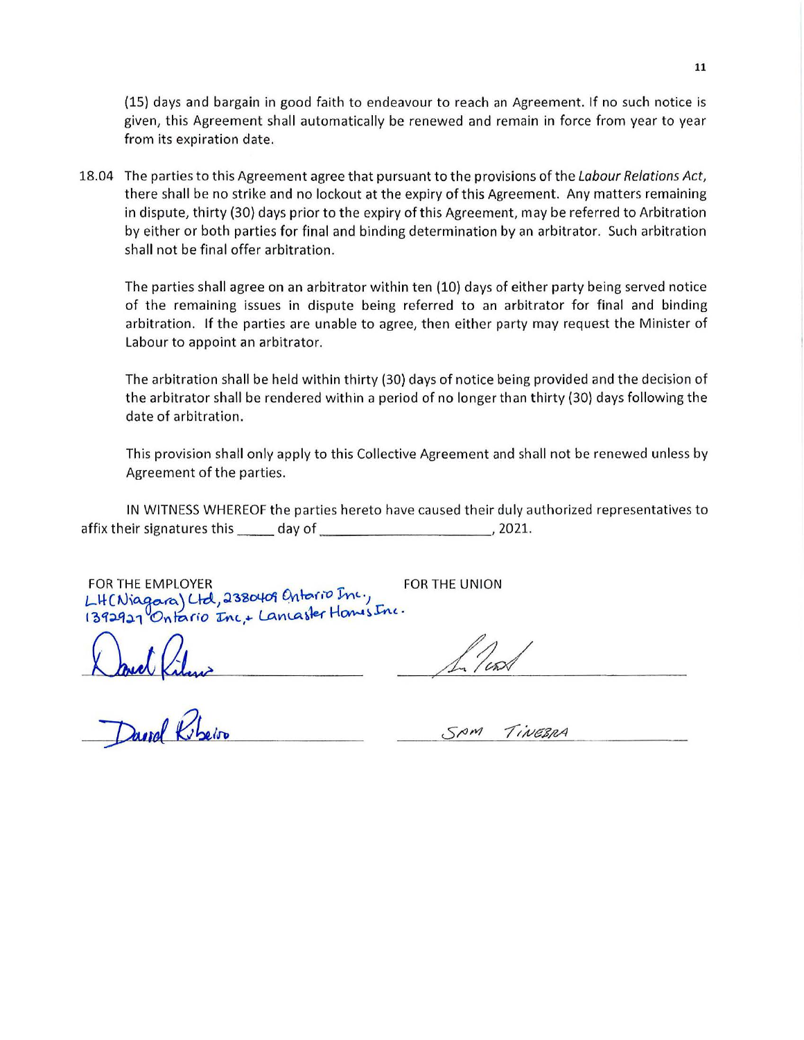(15) days and bargain in good faith to endeavour to reach an Agreement. If no such notice is given, this Agreement shall automatically be renewed and remain in force from year to year from its expiration date.

18.04 The parties to this Agreement agree that pursuant to the provisions of the *Labour Relations Act*, there shall be no strike and no lockout at the expiry of this Agreement. Any matters remaining in dispute, thirty (30) days prior to the expiry of this Agreement, may be referred to Arbitration by either or both parties for final and binding determination by an arbitrator. Such arbitration shall not be final offer arbitration.

The parties shall agree on an arbitrator within ten (10) days of either party being served notice of the remaining issues in dispute being referred to an arbitrator for final and binding arbitration. If the parties are unable to agree, then either party may request the Minister of Labour to appoint an arbitrator.

The arbitration shall be held within thirty (30) days of notice being provided and the decision of the arbitrator shall be rendered within a period of no longer than thirty (30) days following the date of arbitration.

This provision shall only apply to this Collective Agreement and shall not be renewed unless by Agreement of the parties.

IN WITNESS WHEREOF the parties hereto have caused their duly authorized representatives to affix their signatures this _____ day of ______________________, 2021.

| FOR THE EMPLOYER | FOR THE UNION |
|---|---|
| LH (Niagara) Ltd, 2380409 Ontario Inc., 1392927 Ontario Inc, + Lancaster Homes Inc. | |
| *[signature]* | *[signature]* |
| David Ribeiro | SAM TINEBRA |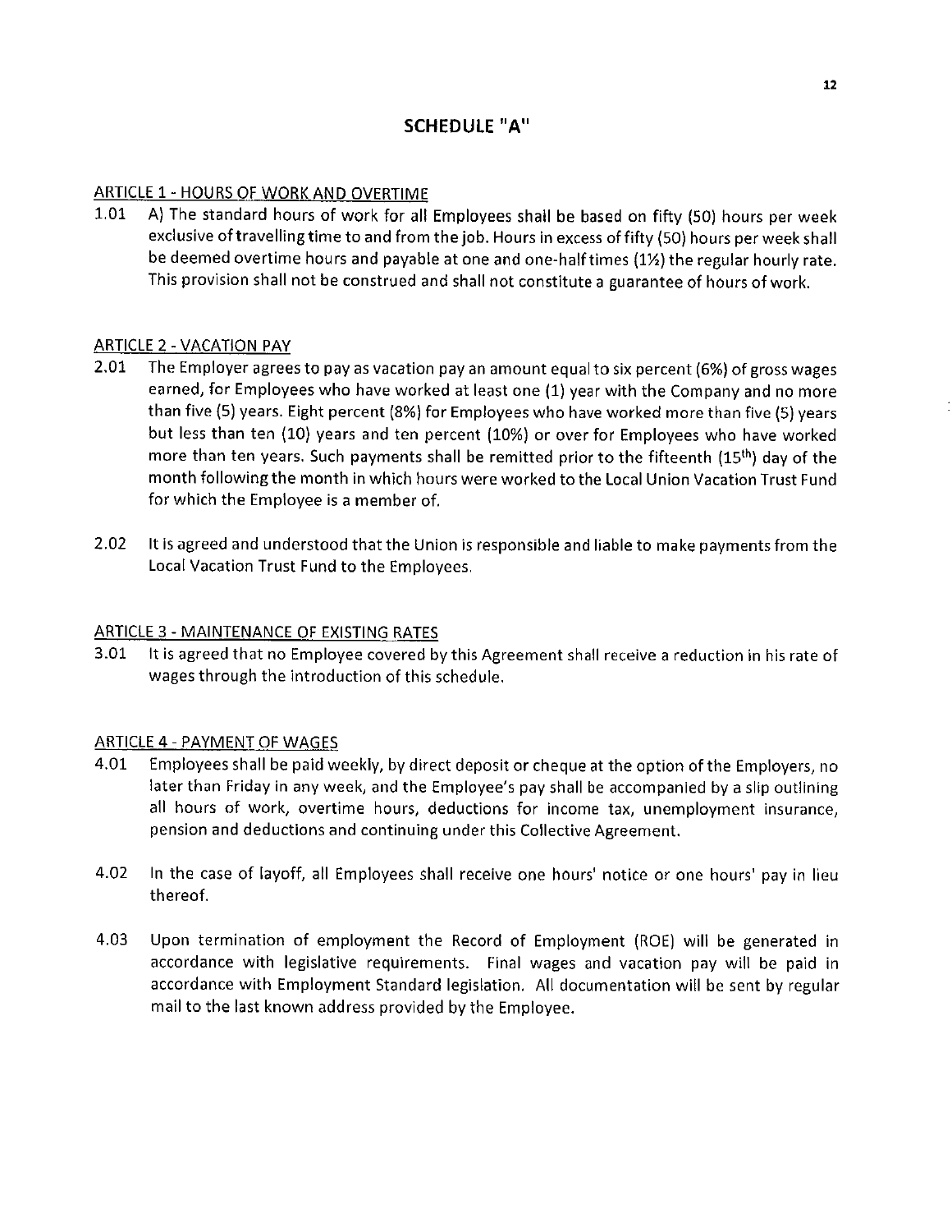# SCHEDULE "A"

## ARTICLE 1 - HOURS OF WORK AND OVERTIME

1.01 A) The standard hours of work for all Employees shall be based on fifty (50) hours per week exclusive of travelling time to and from the job. Hours in excess of fifty (50) hours per week shall be deemed overtime hours and payable at one and one-half times (1½) the regular hourly rate. This provision shall not be construed and shall not constitute a guarantee of hours of work.

## ARTICLE 2 - VACATION PAY

2.01 The Employer agrees to pay as vacation pay an amount equal to six percent (6%) of gross wages earned, for Employees who have worked at least one (1) year with the Company and no more than five (5) years. Eight percent (8%) for Employees who have worked more than five (5) years but less than ten (10) years and ten percent (10%) or over for Employees who have worked more than ten years. Such payments shall be remitted prior to the fifteenth (15th) day of the month following the month in which hours were worked to the Local Union Vacation Trust Fund for which the Employee is a member of.

2.02 It is agreed and understood that the Union is responsible and liable to make payments from the Local Vacation Trust Fund to the Employees.

## ARTICLE 3 - MAINTENANCE OF EXISTING RATES

3.01 It is agreed that no Employee covered by this Agreement shall receive a reduction in his rate of wages through the introduction of this schedule.

## ARTICLE 4 - PAYMENT OF WAGES

4.01 Employees shall be paid weekly, by direct deposit or cheque at the option of the Employers, no later than Friday in any week, and the Employee's pay shall be accompanied by a slip outlining all hours of work, overtime hours, deductions for income tax, unemployment insurance, pension and deductions and continuing under this Collective Agreement.

4.02 In the case of layoff, all Employees shall receive one hours' notice or one hours' pay in lieu thereof.

4.03 Upon termination of employment the Record of Employment (ROE) will be generated in accordance with legislative requirements. Final wages and vacation pay will be paid in accordance with Employment Standard legislation. All documentation will be sent by regular mail to the last known address provided by the Employee.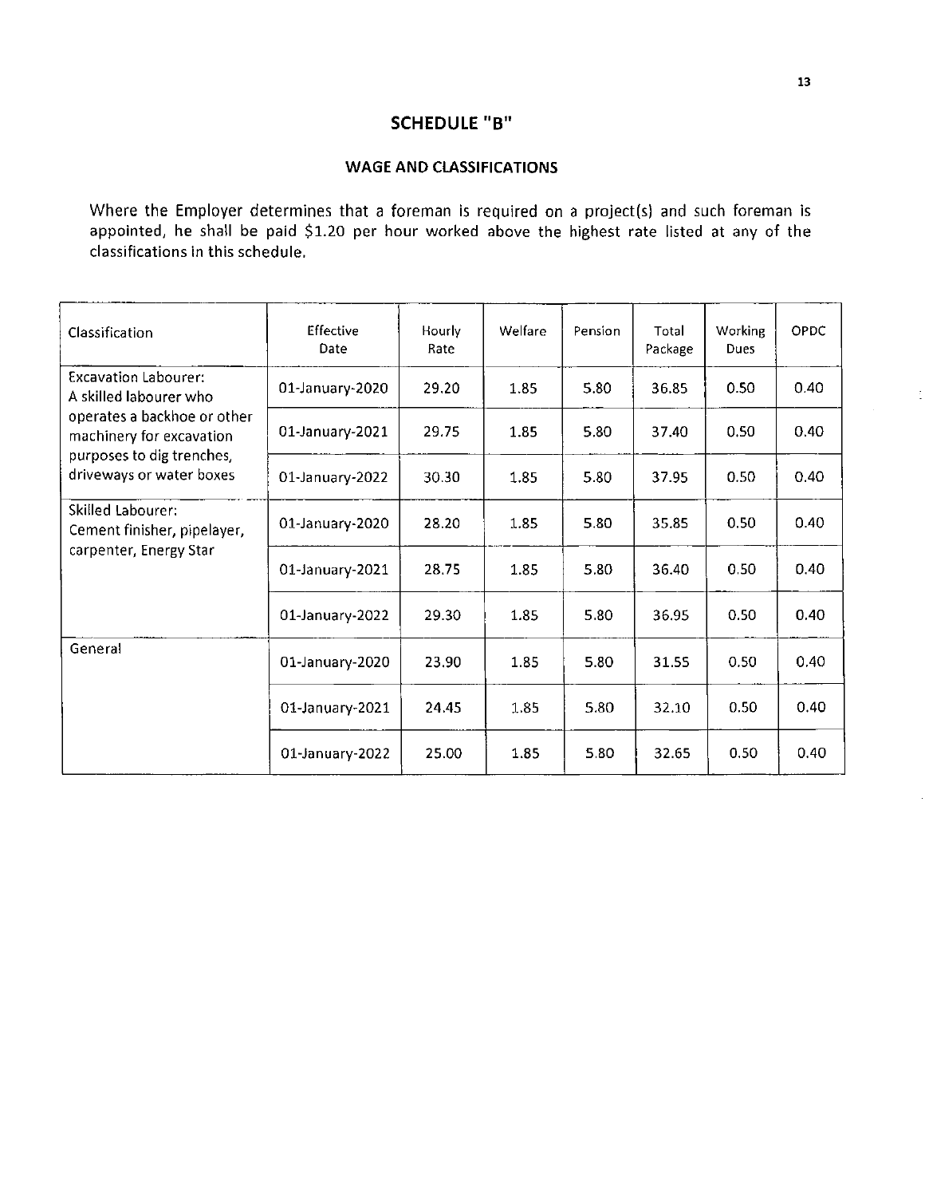## SCHEDULE "B"

### WAGE AND CLASSIFICATIONS

Where the Employer determines that a foreman is required on a project(s) and such foreman is appointed, he shall be paid $1.20 per hour worked above the highest rate listed at any of the classifications in this schedule.

| Classification | Effective Date | Hourly Rate | Welfare | Pension | Total Package | Working Dues | OPDC |
|---|---|---|---|---|---|---|---|
| Excavation Labourer: A skilled labourer who operates a backhoe or other machinery for excavation purposes to dig trenches, driveways or water boxes | 01-January-2020 | 29.20 | 1.85 | 5.80 | 36.85 | 0.50 | 0.40 |
| | 01-January-2021 | 29.75 | 1.85 | 5.80 | 37.40 | 0.50 | 0.40 |
| | 01-January-2022 | 30.30 | 1.85 | 5.80 | 37.95 | 0.50 | 0.40 |
| Skilled Labourer: Cement finisher, pipelayer, carpenter, Energy Star | 01-January-2020 | 28.20 | 1.85 | 5.80 | 35.85 | 0.50 | 0.40 |
| | 01-January-2021 | 28.75 | 1.85 | 5.80 | 36.40 | 0.50 | 0.40 |
| | 01-January-2022 | 29.30 | 1.85 | 5.80 | 36.95 | 0.50 | 0.40 |
| General | 01-January-2020 | 23.90 | 1.85 | 5.80 | 31.55 | 0.50 | 0.40 |
| | 01-January-2021 | 24.45 | 1.85 | 5.80 | 32.10 | 0.50 | 0.40 |
| | 01-January-2022 | 25.00 | 1.85 | 5.80 | 32.65 | 0.50 | 0.40 |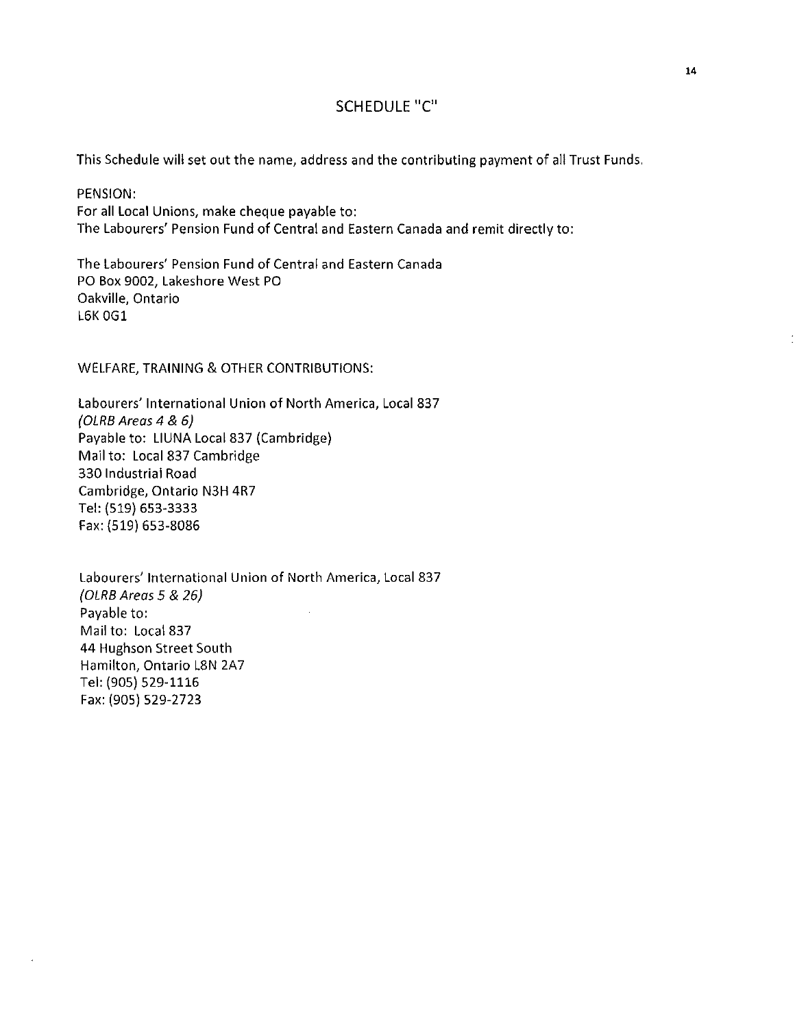## SCHEDULE "C"

This Schedule will set out the name, address and the contributing payment of all Trust Funds.

PENSION:
For all Local Unions, make cheque payable to:
The Labourers' Pension Fund of Central and Eastern Canada and remit directly to:

The Labourers' Pension Fund of Central and Eastern Canada
PO Box 9002, Lakeshore West PO
Oakville, Ontario
L6K 0G1

WELFARE, TRAINING & OTHER CONTRIBUTIONS:

Labourers' International Union of North America, Local 837
*(OLRB Areas 4 & 6)*
Payable to: LIUNA Local 837 (Cambridge)
Mail to: Local 837 Cambridge
330 Industrial Road
Cambridge, Ontario N3H 4R7
Tel: (519) 653-3333
Fax: (519) 653-8086

Labourers' International Union of North America, Local 837
*(OLRB Areas 5 & 26)*
Payable to:
Mail to: Local 837
44 Hughson Street South
Hamilton, Ontario L8N 2A7
Tel: (905) 529-1116
Fax: (905) 529-2723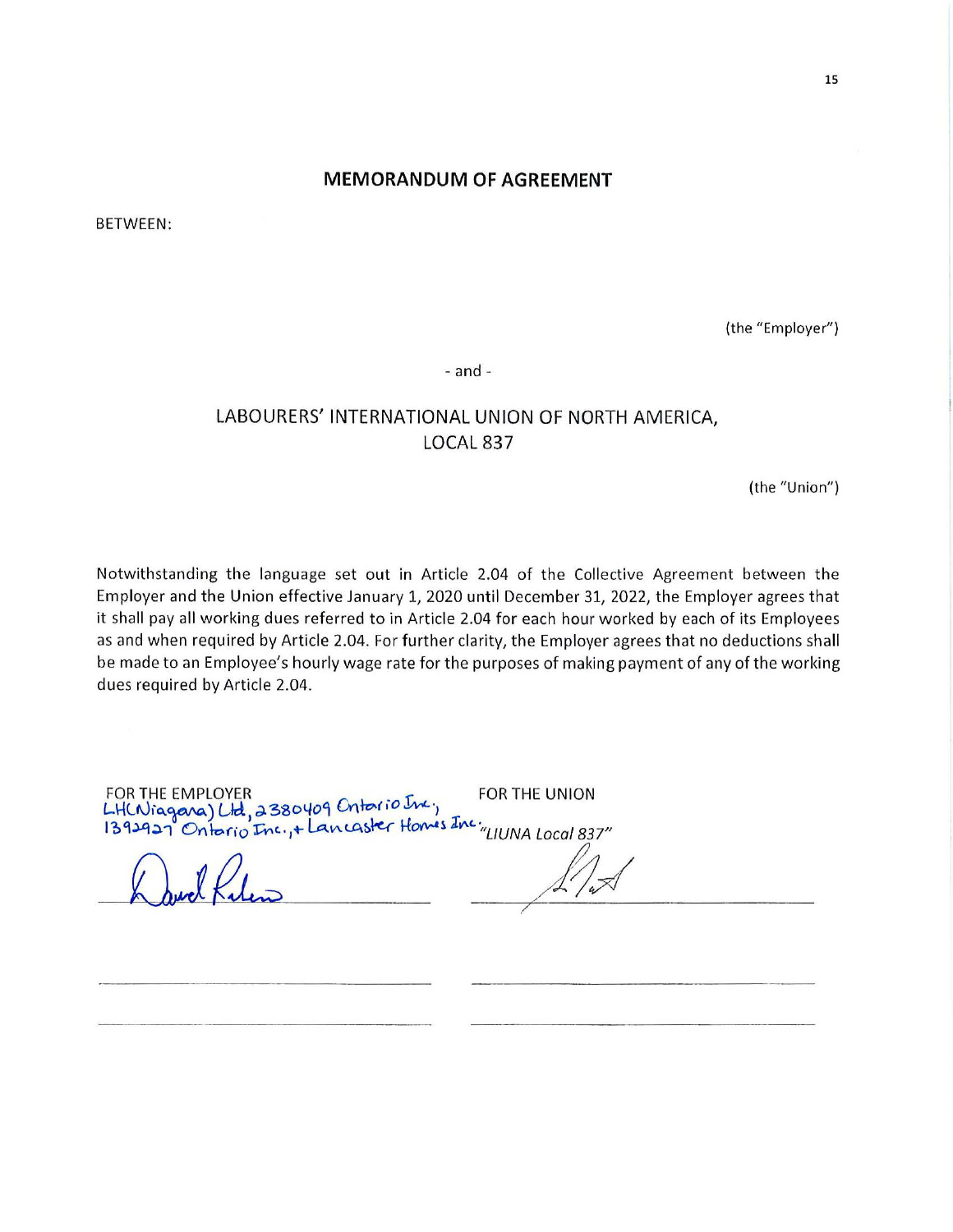## MEMORANDUM OF AGREEMENT

BETWEEN:

(the "Employer")

- and -

LABOURERS' INTERNATIONAL UNION OF NORTH AMERICA, LOCAL 837

(the "Union")

Notwithstanding the language set out in Article 2.04 of the Collective Agreement between the Employer and the Union effective January 1, 2020 until December 31, 2022, the Employer agrees that it shall pay all working dues referred to in Article 2.04 for each hour worked by each of its Employees as and when required by Article 2.04. For further clarity, the Employer agrees that no deductions shall be made to an Employee's hourly wage rate for the purposes of making payment of any of the working dues required by Article 2.04.

| | |
|---|---|
| FOR THE EMPLOYER | FOR THE UNION |
| LHC(Niagara) Ltd, 2380409 Ontario Inc., 1392927 Ontario Inc., + Lancaster Homes Inc. | *"LIUNA Local 837"* |
| David Rubens | |